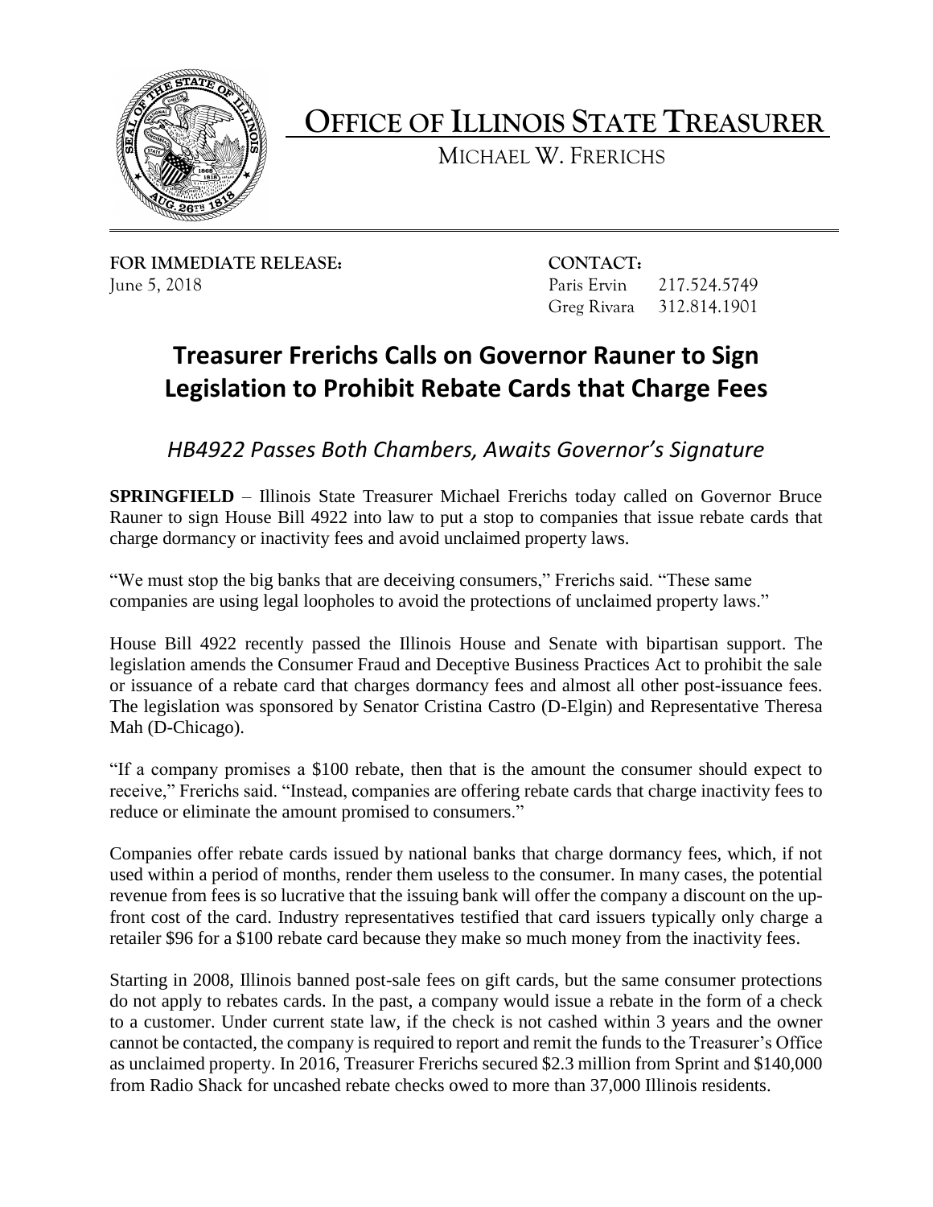# OFFICE OF ILLINOIS STATE TREASURER

MICHAEL W. FRERICHS

**FOR IMMEDIATE RELEASE:**
June 5, 2018

**CONTACT:**
Paris Ervin 217.524.5749
Greg Rivara 312.814.1901

## Treasurer Frerichs Calls on Governor Rauner to Sign Legislation to Prohibit Rebate Cards that Charge Fees

### *HB4922 Passes Both Chambers, Awaits Governor's Signature*

**SPRINGFIELD** – Illinois State Treasurer Michael Frerichs today called on Governor Bruce Rauner to sign House Bill 4922 into law to put a stop to companies that issue rebate cards that charge dormancy or inactivity fees and avoid unclaimed property laws.

"We must stop the big banks that are deceiving consumers," Frerichs said. "These same companies are using legal loopholes to avoid the protections of unclaimed property laws."

House Bill 4922 recently passed the Illinois House and Senate with bipartisan support. The legislation amends the Consumer Fraud and Deceptive Business Practices Act to prohibit the sale or issuance of a rebate card that charges dormancy fees and almost all other post-issuance fees. The legislation was sponsored by Senator Cristina Castro (D-Elgin) and Representative Theresa Mah (D-Chicago).

"If a company promises a $100 rebate, then that is the amount the consumer should expect to receive," Frerichs said. "Instead, companies are offering rebate cards that charge inactivity fees to reduce or eliminate the amount promised to consumers."

Companies offer rebate cards issued by national banks that charge dormancy fees, which, if not used within a period of months, render them useless to the consumer. In many cases, the potential revenue from fees is so lucrative that the issuing bank will offer the company a discount on the up-front cost of the card. Industry representatives testified that card issuers typically only charge a retailer $96 for a $100 rebate card because they make so much money from the inactivity fees.

Starting in 2008, Illinois banned post-sale fees on gift cards, but the same consumer protections do not apply to rebates cards. In the past, a company would issue a rebate in the form of a check to a customer. Under current state law, if the check is not cashed within 3 years and the owner cannot be contacted, the company is required to report and remit the funds to the Treasurer's Office as unclaimed property. In 2016, Treasurer Frerichs secured $2.3 million from Sprint and $140,000 from Radio Shack for uncashed rebate checks owed to more than 37,000 Illinois residents.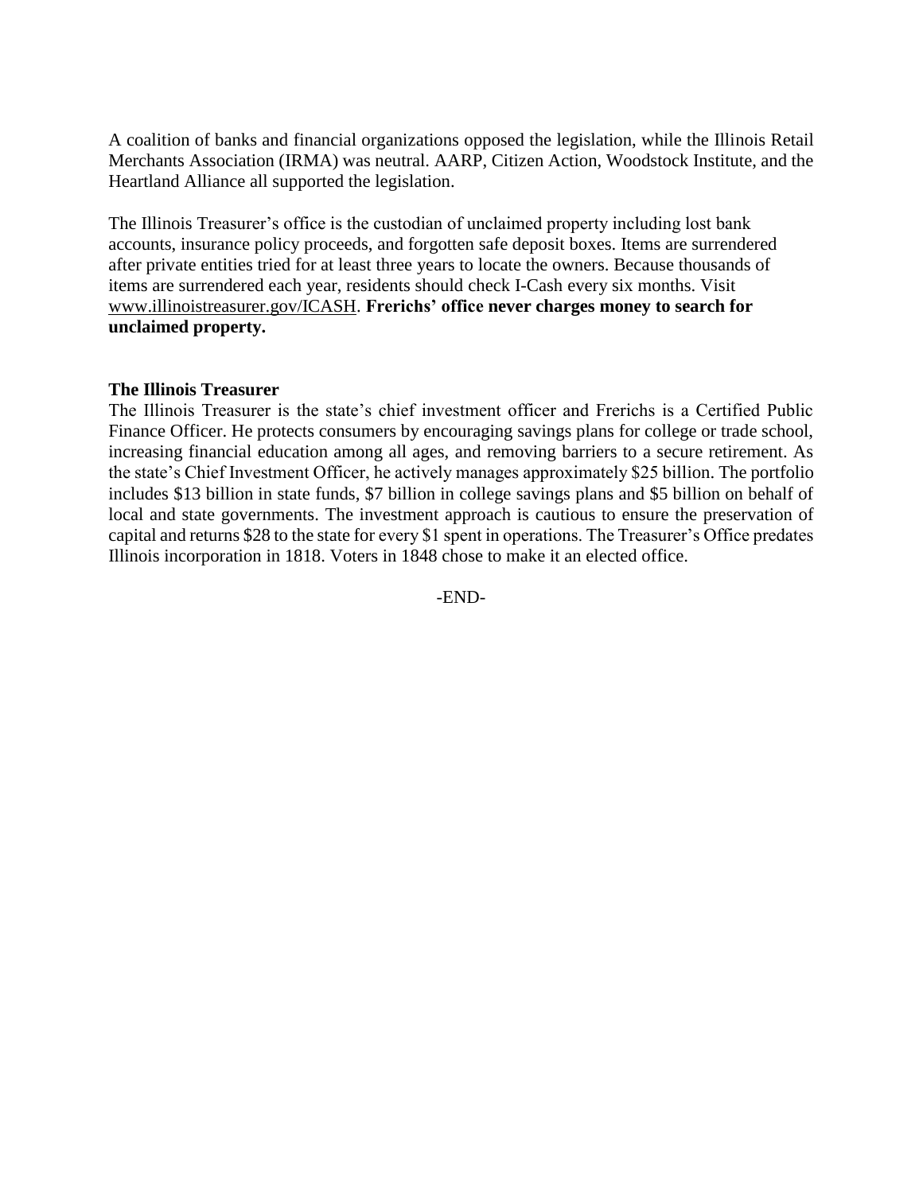A coalition of banks and financial organizations opposed the legislation, while the Illinois Retail Merchants Association (IRMA) was neutral. AARP, Citizen Action, Woodstock Institute, and the Heartland Alliance all supported the legislation.

The Illinois Treasurer's office is the custodian of unclaimed property including lost bank accounts, insurance policy proceeds, and forgotten safe deposit boxes. Items are surrendered after private entities tried for at least three years to locate the owners. Because thousands of items are surrendered each year, residents should check I-Cash every six months. Visit www.illinoistreasurer.gov/ICASH. **Frerichs' office never charges money to search for unclaimed property.**

**The Illinois Treasurer**

The Illinois Treasurer is the state's chief investment officer and Frerichs is a Certified Public Finance Officer. He protects consumers by encouraging savings plans for college or trade school, increasing financial education among all ages, and removing barriers to a secure retirement. As the state's Chief Investment Officer, he actively manages approximately $25 billion. The portfolio includes $13 billion in state funds, $7 billion in college savings plans and $5 billion on behalf of local and state governments. The investment approach is cautious to ensure the preservation of capital and returns $28 to the state for every $1 spent in operations. The Treasurer's Office predates Illinois incorporation in 1818. Voters in 1848 chose to make it an elected office.

-END-